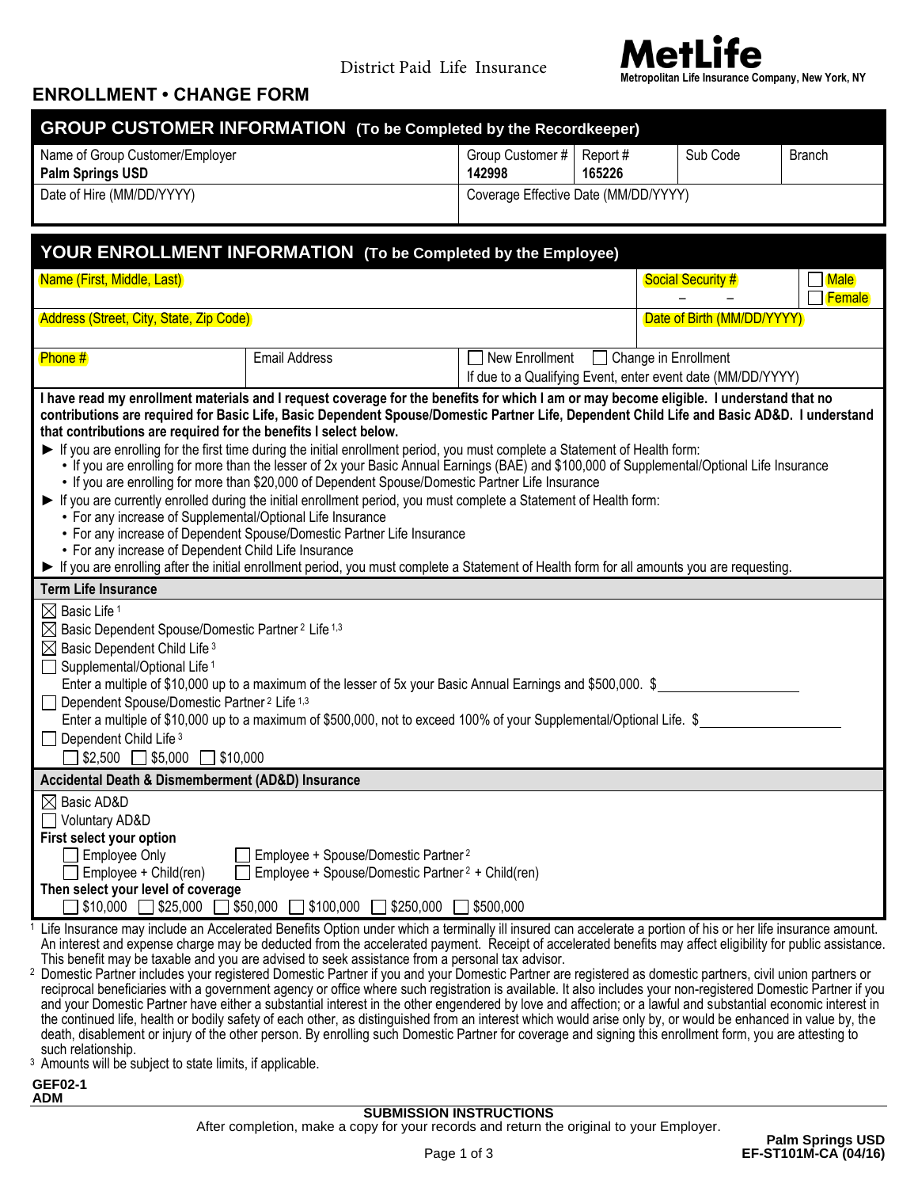District Paid Life Insurance

**MetLife**
Metropolitan Life Insurance Company, New York, NY

## ENROLLMENT • CHANGE FORM

## GROUP CUSTOMER INFORMATION (To be Completed by the Recordkeeper)

| Name of Group Customer/Employer | Group Customer # | Report # | Sub Code | Branch |
|---|---|---|---|---|
| **Palm Springs USD** | **142998** | **165226** | | |
| Date of Hire (MM/DD/YYYY) | Coverage Effective Date (MM/DD/YYYY) | | | |

## YOUR ENROLLMENT INFORMATION (To be Completed by the Employee)

| Name (First, Middle, Last) | | Social Security # – – | ☐ Male ☐ Female |
|---|---|---|---|
| Address (Street, City, State, Zip Code) | | Date of Birth (MM/DD/YYYY) | |
| Phone # | Email Address | ☐ New Enrollment ☐ Change in Enrollment<br>If due to a Qualifying Event, enter event date (MM/DD/YYYY) | |

**I have read my enrollment materials and I request coverage for the benefits for which I am or may become eligible. I understand that no contributions are required for Basic Life, Basic Dependent Spouse/Domestic Partner Life, Dependent Child Life and Basic AD&D. I understand that contributions are required for the benefits I select below.**

- ► If you are enrolling for the first time during the initial enrollment period, you must complete a Statement of Health form:
  - If you are enrolling for more than the lesser of 2x your Basic Annual Earnings (BAE) and $100,000 of Supplemental/Optional Life Insurance
  - If you are enrolling for more than $20,000 of Dependent Spouse/Domestic Partner Life Insurance
- ► If you are currently enrolled during the initial enrollment period, you must complete a Statement of Health form:
  - For any increase of Supplemental/Optional Life Insurance
  - For any increase of Dependent Spouse/Domestic Partner Life Insurance
  - For any increase of Dependent Child Life Insurance
- ► If you are enrolling after the initial enrollment period, you must complete a Statement of Health form for all amounts you are requesting.

### Term Life Insurance

☒ Basic Life [1]
☒ Basic Dependent Spouse/Domestic Partner [2] Life [1,3]
☒ Basic Dependent Child Life [3]
☐ Supplemental/Optional Life [1]
Enter a multiple of $10,000 up to a maximum of the lesser of 5x your Basic Annual Earnings and $500,000. $__________
☐ Dependent Spouse/Domestic Partner [2] Life [1,3]
Enter a multiple of $10,000 up to a maximum of $500,000, not to exceed 100% of your Supplemental/Optional Life. $__________
☐ Dependent Child Life [3]
☐ $2,500 ☐ $5,000 ☐ $10,000

### Accidental Death & Dismemberment (AD&D) Insurance

☒ Basic AD&D
☐ Voluntary AD&D

**First select your option**
☐ Employee Only ☐ Employee + Spouse/Domestic Partner [2]
☐ Employee + Child(ren) ☐ Employee + Spouse/Domestic Partner [2] + Child(ren)

**Then select your level of coverage**
☐ $10,000 ☐ $25,000 ☐ $50,000 ☐ $100,000 ☐ $250,000 ☐ $500,000

[1] Life Insurance may include an Accelerated Benefits Option under which a terminally ill insured can accelerate a portion of his or her life insurance amount. An interest and expense charge may be deducted from the accelerated payment. Receipt of accelerated benefits may affect eligibility for public assistance. This benefit may be taxable and you are advised to seek assistance from a personal tax advisor.

[2] Domestic Partner includes your registered Domestic Partner if you and your Domestic Partner are registered as domestic partners, civil union partners or reciprocal beneficiaries with a government agency or office where such registration is available. It also includes your non-registered Domestic Partner if you and your Domestic Partner have either a substantial interest in the other engendered by love and affection; or a lawful and substantial economic interest in the continued life, health or bodily safety of each other, as distinguished from an interest which would arise only by, or would be enhanced in value by, the death, disablement or injury of the other person. By enrolling such Domestic Partner for coverage and signing this enrollment form, you are attesting to such relationship.

[3] Amounts will be subject to state limits, if applicable.

GEF02-1
ADM

**SUBMISSION INSTRUCTIONS**
After completion, make a copy for your records and return the original to your Employer.

**Palm Springs USD**
**EF-ST101M-CA (04/16)**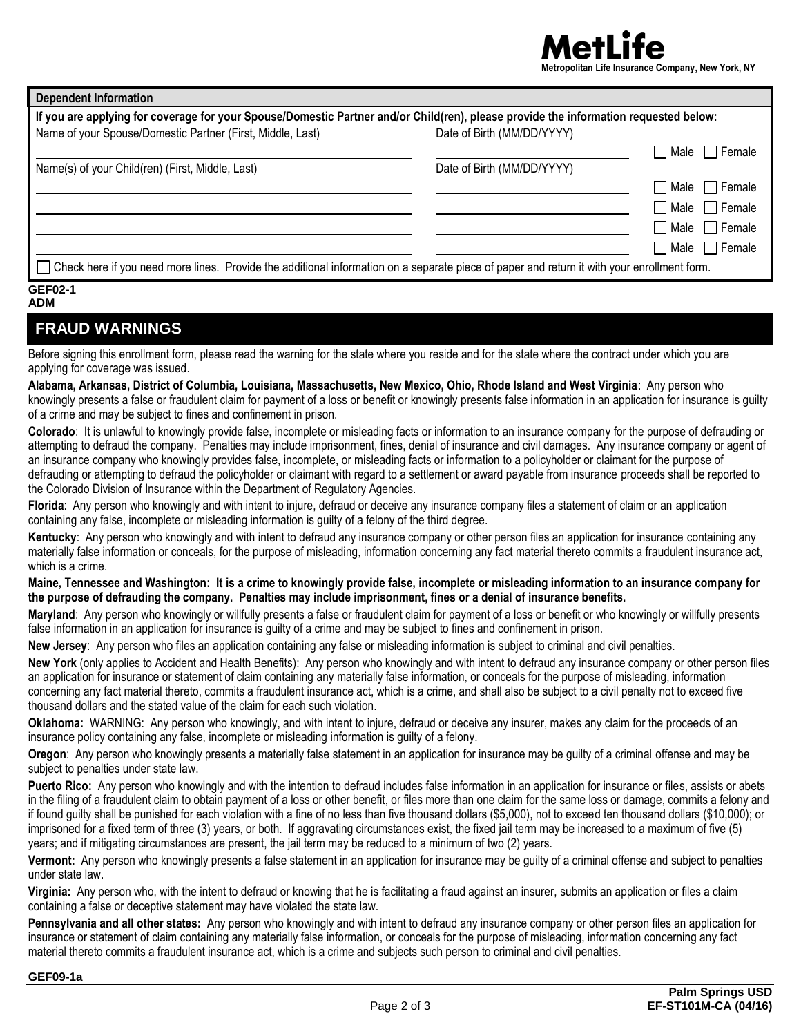MetLife
Metropolitan Life Insurance Company, New York, NY

## Dependent Information

**If you are applying for coverage for your Spouse/Domestic Partner and/or Child(ren), please provide the information requested below:**

| Name of your Spouse/Domestic Partner (First, Middle, Last) | Date of Birth (MM/DD/YYYY) | |
|---|---|---|
| | | ☐ Male ☐ Female |
| **Name(s) of your Child(ren) (First, Middle, Last)** | **Date of Birth (MM/DD/YYYY)** | |
| | | ☐ Male ☐ Female |
| | | ☐ Male ☐ Female |
| | | ☐ Male ☐ Female |
| | | ☐ Male ☐ Female |

☐ Check here if you need more lines. Provide the additional information on a separate piece of paper and return it with your enrollment form.

**GEF02-1**
**ADM**

## FRAUD WARNINGS

Before signing this enrollment form, please read the warning for the state where you reside and for the state where the contract under which you are applying for coverage was issued.

**Alabama, Arkansas, District of Columbia, Louisiana, Massachusetts, New Mexico, Ohio, Rhode Island and West Virginia**: Any person who knowingly presents a false or fraudulent claim for payment of a loss or benefit or knowingly presents false information in an application for insurance is guilty of a crime and may be subject to fines and confinement in prison.

**Colorado**: It is unlawful to knowingly provide false, incomplete or misleading facts or information to an insurance company for the purpose of defrauding or attempting to defraud the company. Penalties may include imprisonment, fines, denial of insurance and civil damages. Any insurance company or agent of an insurance company who knowingly provides false, incomplete, or misleading facts or information to a policyholder or claimant for the purpose of defrauding or attempting to defraud the policyholder or claimant with regard to a settlement or award payable from insurance proceeds shall be reported to the Colorado Division of Insurance within the Department of Regulatory Agencies.

**Florida**: Any person who knowingly and with intent to injure, defraud or deceive any insurance company files a statement of claim or an application containing any false, incomplete or misleading information is guilty of a felony of the third degree.

**Kentucky**: Any person who knowingly and with intent to defraud any insurance company or other person files an application for insurance containing any materially false information or conceals, for the purpose of misleading, information concerning any fact material thereto commits a fraudulent insurance act, which is a crime.

**Maine, Tennessee and Washington: It is a crime to knowingly provide false, incomplete or misleading information to an insurance company for the purpose of defrauding the company. Penalties may include imprisonment, fines or a denial of insurance benefits.**

**Maryland**: Any person who knowingly or willfully presents a false or fraudulent claim for payment of a loss or benefit or who knowingly or willfully presents false information in an application for insurance is guilty of a crime and may be subject to fines and confinement in prison.

**New Jersey**: Any person who files an application containing any false or misleading information is subject to criminal and civil penalties.

**New York** (only applies to Accident and Health Benefits): Any person who knowingly and with intent to defraud any insurance company or other person files an application for insurance or statement of claim containing any materially false information, or conceals for the purpose of misleading, information concerning any fact material thereto, commits a fraudulent insurance act, which is a crime, and shall also be subject to a civil penalty not to exceed five thousand dollars and the stated value of the claim for each such violation.

**Oklahoma:** WARNING: Any person who knowingly, and with intent to injure, defraud or deceive any insurer, makes any claim for the proceeds of an insurance policy containing any false, incomplete or misleading information is guilty of a felony.

**Oregon**: Any person who knowingly presents a materially false statement in an application for insurance may be guilty of a criminal offense and may be subject to penalties under state law.

**Puerto Rico:** Any person who knowingly and with the intention to defraud includes false information in an application for insurance or files, assists or abets in the filing of a fraudulent claim to obtain payment of a loss or other benefit, or files more than one claim for the same loss or damage, commits a felony and if found guilty shall be punished for each violation with a fine of no less than five thousand dollars ($5,000), not to exceed ten thousand dollars ($10,000); or imprisoned for a fixed term of three (3) years, or both. If aggravating circumstances exist, the fixed jail term may be increased to a maximum of five (5) years; and if mitigating circumstances are present, the jail term may be reduced to a minimum of two (2) years.

**Vermont:** Any person who knowingly presents a false statement in an application for insurance may be guilty of a criminal offense and subject to penalties under state law.

**Virginia:** Any person who, with the intent to defraud or knowing that he is facilitating a fraud against an insurer, submits an application or files a claim containing a false or deceptive statement may have violated the state law.

**Pennsylvania and all other states:** Any person who knowingly and with intent to defraud any insurance company or other person files an application for insurance or statement of claim containing any materially false information, or conceals for the purpose of misleading, information concerning any fact material thereto commits a fraudulent insurance act, which is a crime and subjects such person to criminal and civil penalties.

**GEF09-1a**

**Palm Springs USD**
**EF-ST101M-CA (04/16)**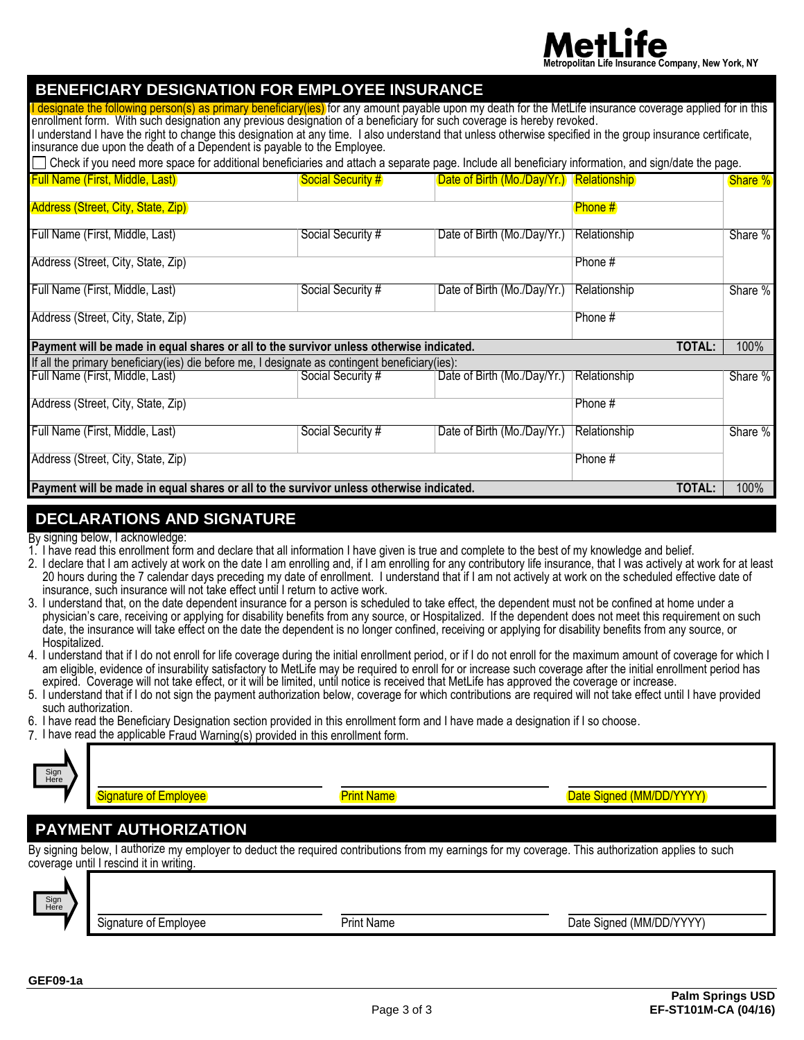MetLife
Metropolitan Life Insurance Company, New York, NY

## BENEFICIARY DESIGNATION FOR EMPLOYEE INSURANCE

I designate the following person(s) as primary beneficiary(ies) for any amount payable upon my death for the MetLife insurance coverage applied for in this enrollment form. With such designation any previous designation of a beneficiary for such coverage is hereby revoked.
I understand I have the right to change this designation at any time. I also understand that unless otherwise specified in the group insurance certificate, insurance due upon the death of a Dependent is payable to the Employee.

☐ Check if you need more space for additional beneficiaries and attach a separate page. Include all beneficiary information, and sign/date the page.

| | | | | |
|---|---|---|---|---|
| Full Name (First, Middle, Last) | Social Security # | Date of Birth (Mo./Day/Yr.) | Relationship | Share % |
| Address (Street, City, State, Zip) | | | Phone # | |
| Full Name (First, Middle, Last) | Social Security # | Date of Birth (Mo./Day/Yr.) | Relationship | Share % |
| Address (Street, City, State, Zip) | | | Phone # | |
| Full Name (First, Middle, Last) | Social Security # | Date of Birth (Mo./Day/Yr.) | Relationship | Share % |
| Address (Street, City, State, Zip) | | | Phone # | |
| **Payment will be made in equal shares or all to the survivor unless otherwise indicated.** | | | **TOTAL:** | 100% |

If all the primary beneficiary(ies) die before me, I designate as contingent beneficiary(ies):

| | | | | |
|---|---|---|---|---|
| Full Name (First, Middle, Last) | Social Security # | Date of Birth (Mo./Day/Yr.) | Relationship | Share % |
| Address (Street, City, State, Zip) | | | Phone # | |
| Full Name (First, Middle, Last) | Social Security # | Date of Birth (Mo./Day/Yr.) | Relationship | Share % |
| Address (Street, City, State, Zip) | | | Phone # | |
| **Payment will be made in equal shares or all to the survivor unless otherwise indicated.** | | | **TOTAL:** | 100% |

## DECLARATIONS AND SIGNATURE

By signing below, I acknowledge:

1. I have read this enrollment form and declare that all information I have given is true and complete to the best of my knowledge and belief.
2. I declare that I am actively at work on the date I am enrolling and, if I am enrolling for any contributory life insurance, that I was actively at work for at least 20 hours during the 7 calendar days preceding my date of enrollment. I understand that if I am not actively at work on the scheduled effective date of insurance, such insurance will not take effect until I return to active work.
3. I understand that, on the date dependent insurance for a person is scheduled to take effect, the dependent must not be confined at home under a physician's care, receiving or applying for disability benefits from any source, or Hospitalized. If the dependent does not meet this requirement on such date, the insurance will take effect on the date the dependent is no longer confined, receiving or applying for disability benefits from any source, or Hospitalized.
4. I understand that if I do not enroll for life coverage during the initial enrollment period, or if I do not enroll for the maximum amount of coverage for which I am eligible, evidence of insurability satisfactory to MetLife may be required to enroll for or increase such coverage after the initial enrollment period has expired. Coverage will not take effect, or it will be limited, until notice is received that MetLife has approved the coverage or increase.
5. I understand that if I do not sign the payment authorization below, coverage for which contributions are required will not take effect until I have provided such authorization.
6. I have read the Beneficiary Designation section provided in this enrollment form and I have made a designation if I so choose.
7. I have read the applicable Fraud Warning(s) provided in this enrollment form.

Sign Here

| Signature of Employee | Print Name | Date Signed (MM/DD/YYYY) |
|---|---|---|
| | | |

## PAYMENT AUTHORIZATION

By signing below, I authorize my employer to deduct the required contributions from my earnings for my coverage. This authorization applies to such coverage until I rescind it in writing.

Sign Here

| Signature of Employee | Print Name | Date Signed (MM/DD/YYYY) |
|---|---|---|
| | | |

GEF09-1a

Palm Springs USD
EF-ST101M-CA (04/16)